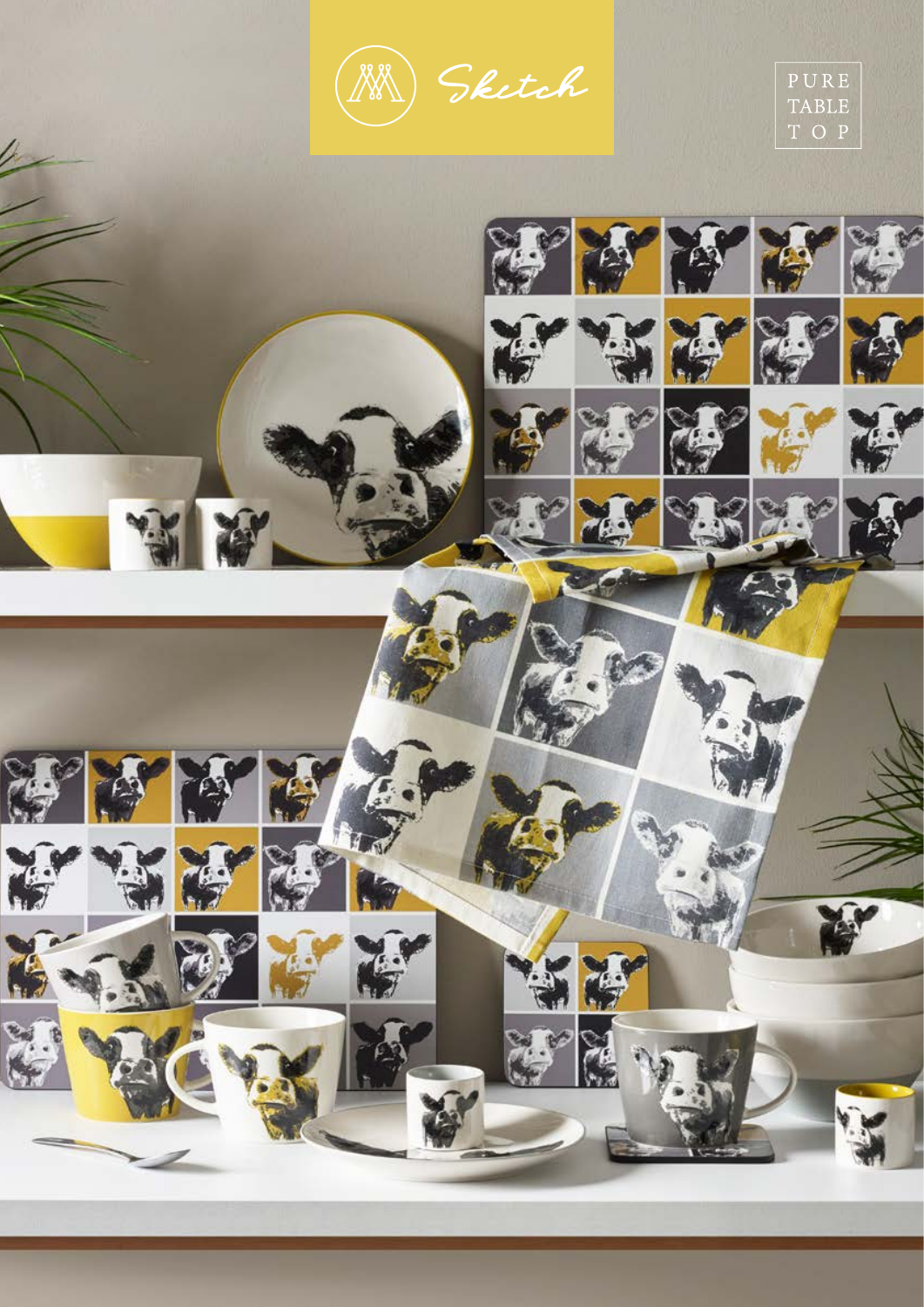# Sketch

PURE TABLE TOP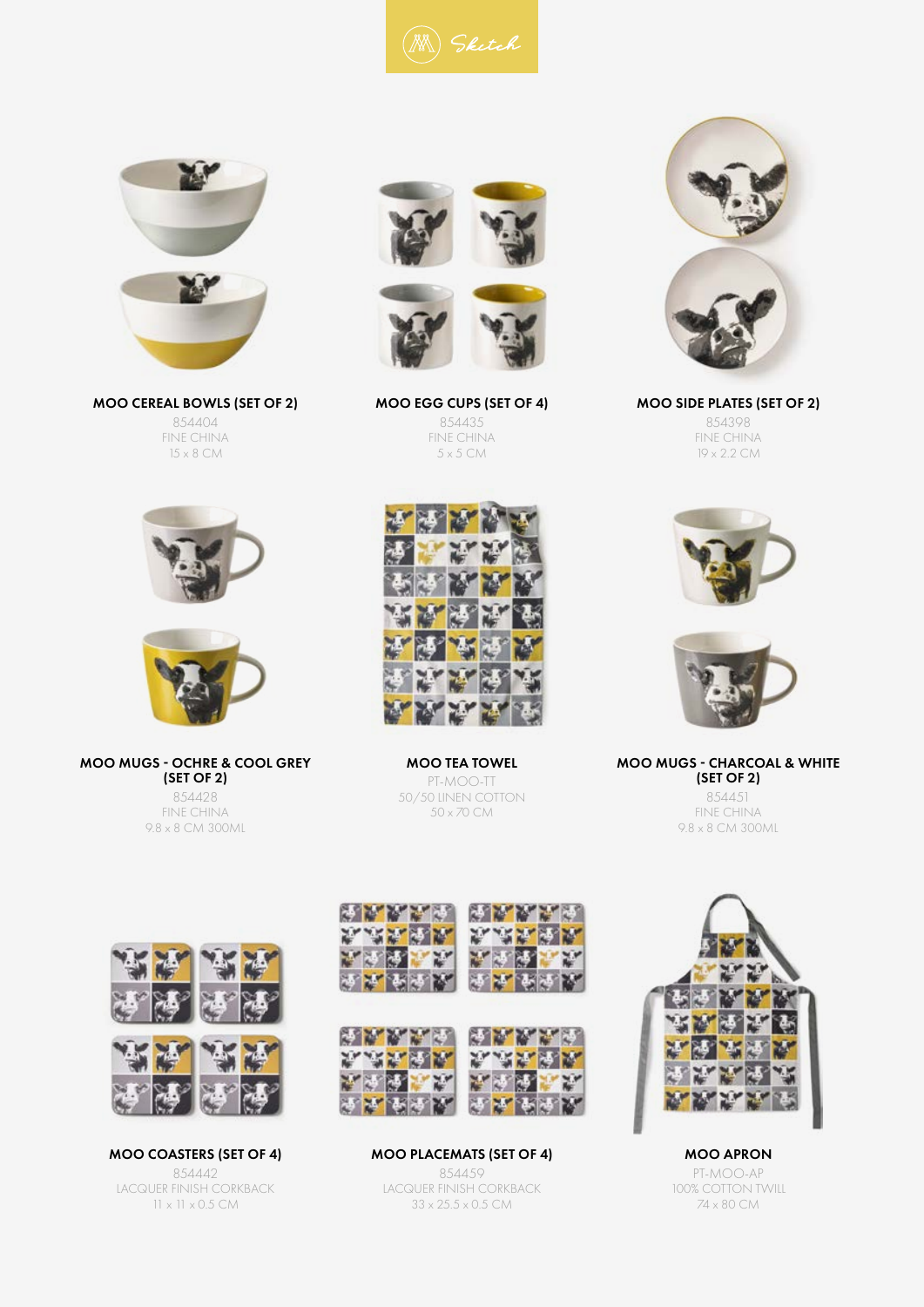Sketch

**MOO CEREAL BOWLS (SET OF 2)**
854404
FINE CHINA
15 x 8 CM

**MOO EGG CUPS (SET OF 4)**
854435
FINE CHINA
5 x 5 CM

**MOO SIDE PLATES (SET OF 2)**
854398
FINE CHINA
19 x 2.2 CM

**MOO MUGS - OCHRE & COOL GREY (SET OF 2)**
854428
FINE CHINA
9.8 x 8 CM 300ML

**MOO TEA TOWEL**
PT-MOO-TT
50/50 LINEN COTTON
50 x 70 CM

**MOO MUGS - CHARCOAL & WHITE (SET OF 2)**
854451
FINE CHINA
9.8 x 8 CM 300ML

**MOO COASTERS (SET OF 4)**
854442
LACQUER FINISH CORKBACK
11 x 11 x 0.5 CM

**MOO PLACEMATS (SET OF 4)**
854459
LACQUER FINISH CORKBACK
33 x 25.5 x 0.5 CM

**MOO APRON**
PT-MOO-AP
100% COTTON TWILL
74 x 80 CM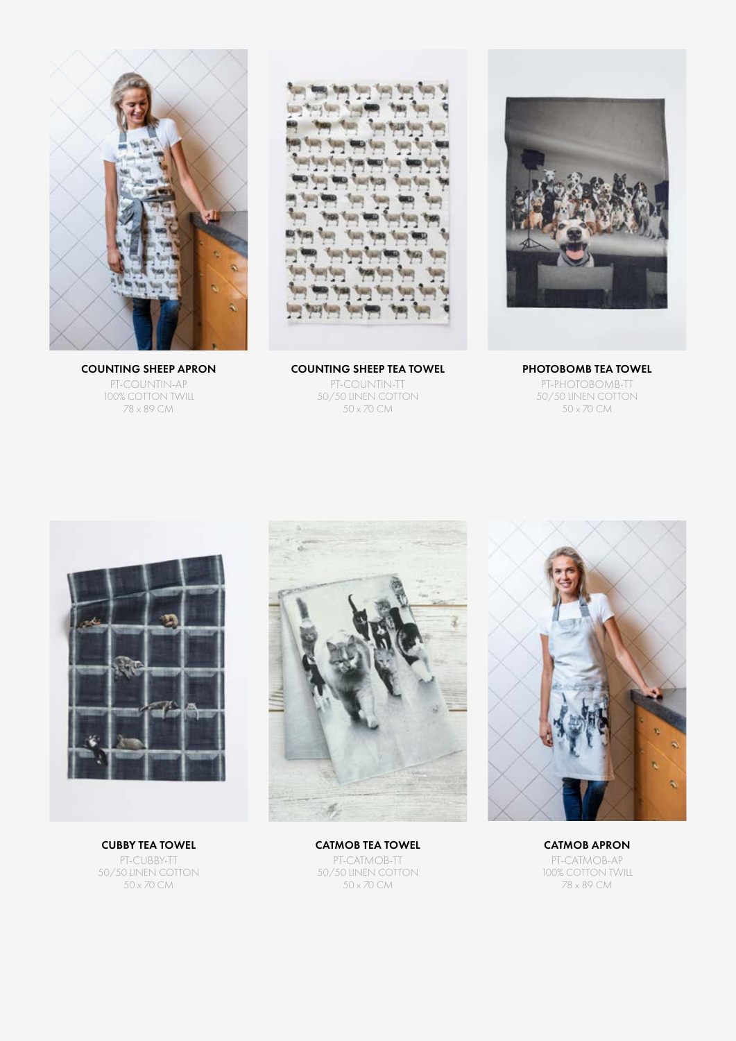**COUNTING SHEEP APRON**
PT-COUNTIN-AP
100% COTTON TWILL
78 x 89 CM

**COUNTING SHEEP TEA TOWEL**
PT-COUNTIN-TT
50/50 LINEN COTTON
50 x 70 CM

**PHOTOBOMB TEA TOWEL**
PT-PHOTOBOMB-TT
50/50 LINEN COTTON
50 x 70 CM

**CUBBY TEA TOWEL**
PT-CUBBY-TT
50/50 LINEN COTTON
50 x 70 CM

**CATMOB TEA TOWEL**
PT-CATMOB-TT
50/50 LINEN COTTON
50 x 70 CM

**CATMOB APRON**
PT-CATMOB-AP
100% COTTON TWILL
78 x 89 CM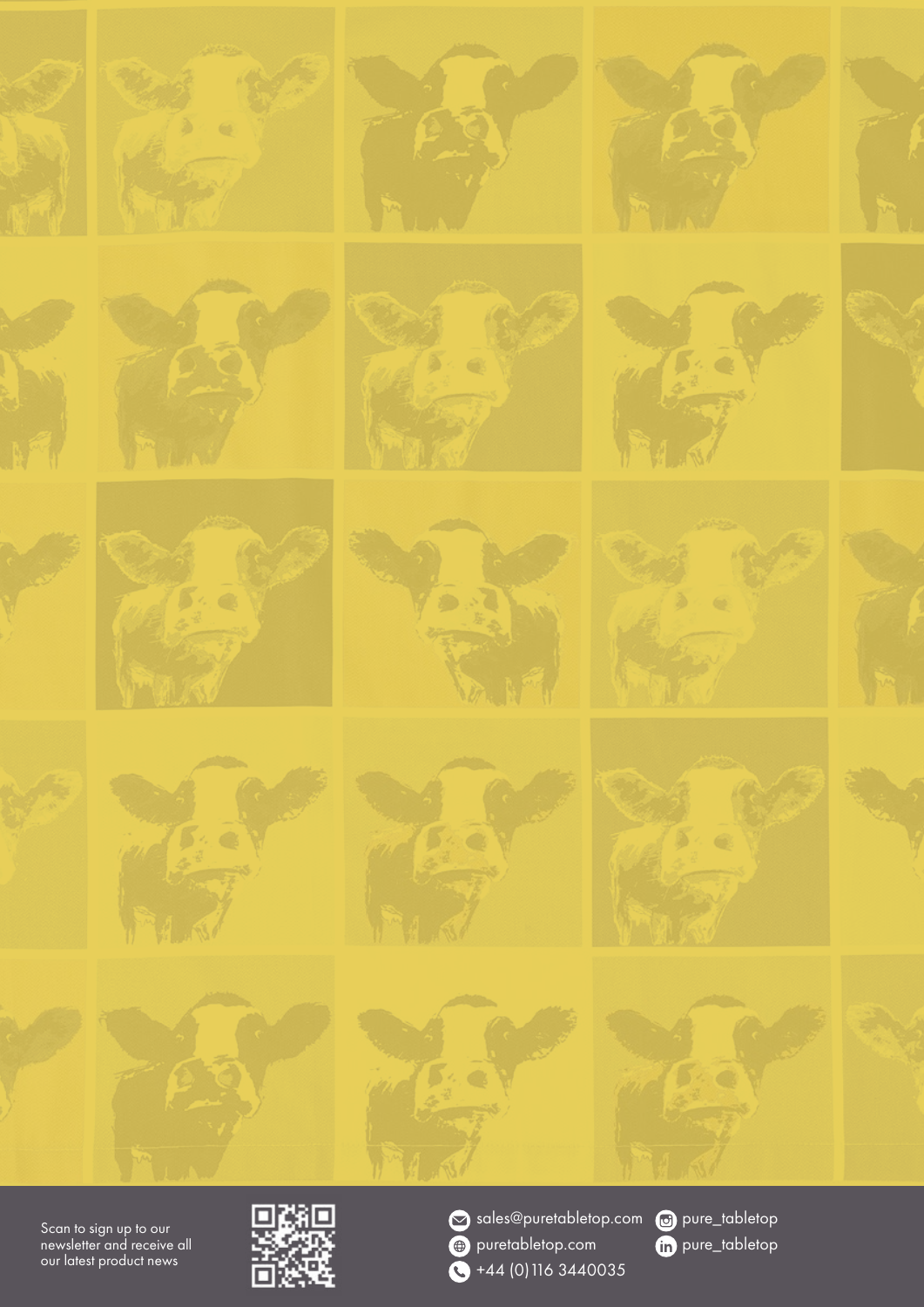Scan to sign up to our newsletter and receive all our latest product news

sales@puretabletop.com

puretabletop.com

+44 (0)116 3440035

pure_tabletop

pure_tabletop